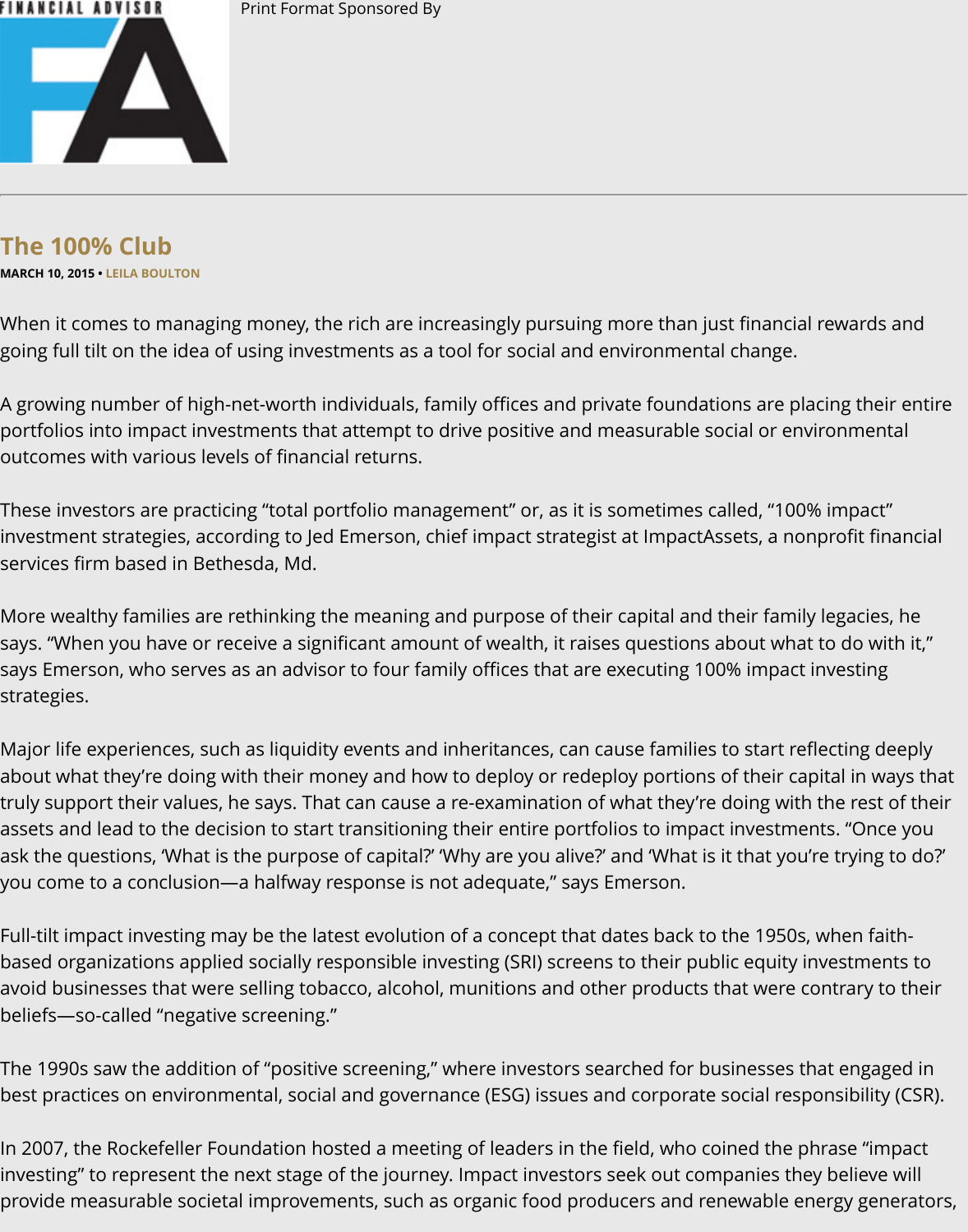Print Format Sponsored By

# The 100% Club

**MARCH 10, 2015 • LEILA BOULTON**

When it comes to managing money, the rich are increasingly pursuing more than just financial rewards and going full tilt on the idea of using investments as a tool for social and environmental change.

A growing number of high-net-worth individuals, family offices and private foundations are placing their entire portfolios into impact investments that attempt to drive positive and measurable social or environmental outcomes with various levels of financial returns.

These investors are practicing "total portfolio management" or, as it is sometimes called, "100% impact" investment strategies, according to Jed Emerson, chief impact strategist at ImpactAssets, a nonprofit financial services firm based in Bethesda, Md.

More wealthy families are rethinking the meaning and purpose of their capital and their family legacies, he says. "When you have or receive a significant amount of wealth, it raises questions about what to do with it," says Emerson, who serves as an advisor to four family offices that are executing 100% impact investing strategies.

Major life experiences, such as liquidity events and inheritances, can cause families to start reflecting deeply about what they're doing with their money and how to deploy or redeploy portions of their capital in ways that truly support their values, he says. That can cause a re-examination of what they're doing with the rest of their assets and lead to the decision to start transitioning their entire portfolios to impact investments. "Once you ask the questions, 'What is the purpose of capital?' 'Why are you alive?' and 'What is it that you're trying to do?' you come to a conclusion—a halfway response is not adequate," says Emerson.

Full-tilt impact investing may be the latest evolution of a concept that dates back to the 1950s, when faith-based organizations applied socially responsible investing (SRI) screens to their public equity investments to avoid businesses that were selling tobacco, alcohol, munitions and other products that were contrary to their beliefs—so-called "negative screening."

The 1990s saw the addition of "positive screening," where investors searched for businesses that engaged in best practices on environmental, social and governance (ESG) issues and corporate social responsibility (CSR).

In 2007, the Rockefeller Foundation hosted a meeting of leaders in the field, who coined the phrase "impact investing" to represent the next stage of the journey. Impact investors seek out companies they believe will provide measurable societal improvements, such as organic food producers and renewable energy generators,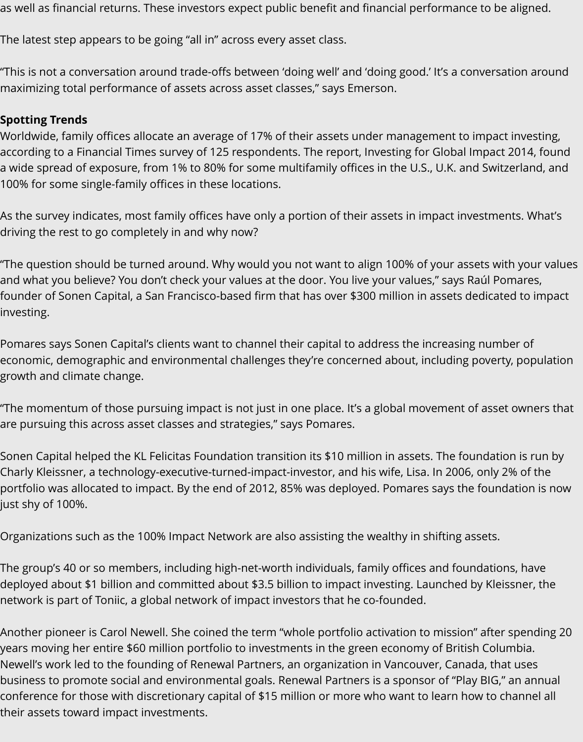as well as financial returns. These investors expect public benefit and financial performance to be aligned.

The latest step appears to be going “all in” across every asset class.

“This is not a conversation around trade-offs between ‘doing well’ and ‘doing good.’ It’s a conversation around maximizing total performance of assets across asset classes,” says Emerson.

**Spotting Trends**

Worldwide, family offices allocate an average of 17% of their assets under management to impact investing, according to a Financial Times survey of 125 respondents. The report, Investing for Global Impact 2014, found a wide spread of exposure, from 1% to 80% for some multifamily offices in the U.S., U.K. and Switzerland, and 100% for some single-family offices in these locations.

As the survey indicates, most family offices have only a portion of their assets in impact investments. What’s driving the rest to go completely in and why now?

“The question should be turned around. Why would you not want to align 100% of your assets with your values and what you believe? You don’t check your values at the door. You live your values,” says Raúl Pomares, founder of Sonen Capital, a San Francisco-based firm that has over $300 million in assets dedicated to impact investing.

Pomares says Sonen Capital’s clients want to channel their capital to address the increasing number of economic, demographic and environmental challenges they’re concerned about, including poverty, population growth and climate change.

“The momentum of those pursuing impact is not just in one place. It’s a global movement of asset owners that are pursuing this across asset classes and strategies,” says Pomares.

Sonen Capital helped the KL Felicitas Foundation transition its $10 million in assets. The foundation is run by Charly Kleissner, a technology-executive-turned-impact-investor, and his wife, Lisa. In 2006, only 2% of the portfolio was allocated to impact. By the end of 2012, 85% was deployed. Pomares says the foundation is now just shy of 100%.

Organizations such as the 100% Impact Network are also assisting the wealthy in shifting assets.

The group’s 40 or so members, including high-net-worth individuals, family offices and foundations, have deployed about $1 billion and committed about $3.5 billion to impact investing. Launched by Kleissner, the network is part of Toniic, a global network of impact investors that he co-founded.

Another pioneer is Carol Newell. She coined the term “whole portfolio activation to mission” after spending 20 years moving her entire $60 million portfolio to investments in the green economy of British Columbia. Newell’s work led to the founding of Renewal Partners, an organization in Vancouver, Canada, that uses business to promote social and environmental goals. Renewal Partners is a sponsor of “Play BIG,” an annual conference for those with discretionary capital of $15 million or more who want to learn how to channel all their assets toward impact investments.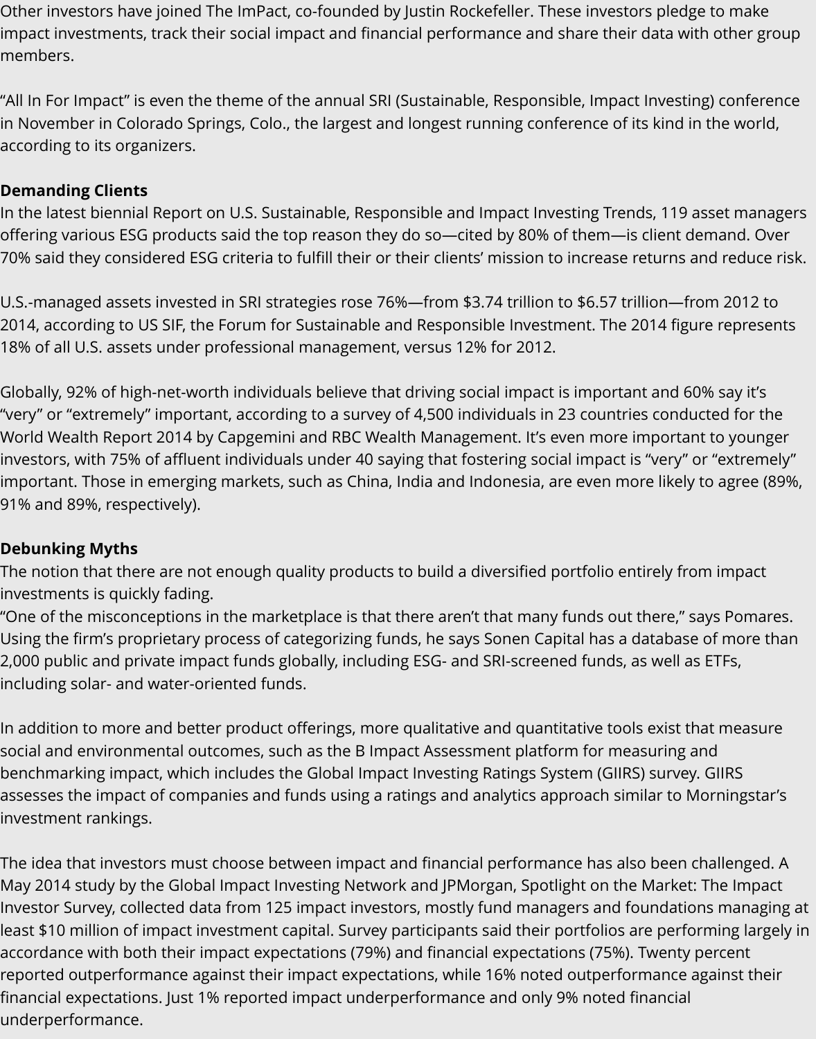Other investors have joined The ImPact, co-founded by Justin Rockefeller. These investors pledge to make impact investments, track their social impact and financial performance and share their data with other group members.

"All In For Impact" is even the theme of the annual SRI (Sustainable, Responsible, Impact Investing) conference in November in Colorado Springs, Colo., the largest and longest running conference of its kind in the world, according to its organizers.

**Demanding Clients**

In the latest biennial Report on U.S. Sustainable, Responsible and Impact Investing Trends, 119 asset managers offering various ESG products said the top reason they do so—cited by 80% of them—is client demand. Over 70% said they considered ESG criteria to fulfill their or their clients' mission to increase returns and reduce risk.

U.S.-managed assets invested in SRI strategies rose 76%—from $3.74 trillion to $6.57 trillion—from 2012 to 2014, according to US SIF, the Forum for Sustainable and Responsible Investment. The 2014 figure represents 18% of all U.S. assets under professional management, versus 12% for 2012.

Globally, 92% of high-net-worth individuals believe that driving social impact is important and 60% say it's "very" or "extremely" important, according to a survey of 4,500 individuals in 23 countries conducted for the World Wealth Report 2014 by Capgemini and RBC Wealth Management. It's even more important to younger investors, with 75% of affluent individuals under 40 saying that fostering social impact is "very" or "extremely" important. Those in emerging markets, such as China, India and Indonesia, are even more likely to agree (89%, 91% and 89%, respectively).

**Debunking Myths**

The notion that there are not enough quality products to build a diversified portfolio entirely from impact investments is quickly fading.
"One of the misconceptions in the marketplace is that there aren't that many funds out there," says Pomares. Using the firm's proprietary process of categorizing funds, he says Sonen Capital has a database of more than 2,000 public and private impact funds globally, including ESG- and SRI-screened funds, as well as ETFs, including solar- and water-oriented funds.

In addition to more and better product offerings, more qualitative and quantitative tools exist that measure social and environmental outcomes, such as the B Impact Assessment platform for measuring and benchmarking impact, which includes the Global Impact Investing Ratings System (GIIRS) survey. GIIRS assesses the impact of companies and funds using a ratings and analytics approach similar to Morningstar's investment rankings.

The idea that investors must choose between impact and financial performance has also been challenged. A May 2014 study by the Global Impact Investing Network and JPMorgan, Spotlight on the Market: The Impact Investor Survey, collected data from 125 impact investors, mostly fund managers and foundations managing at least $10 million of impact investment capital. Survey participants said their portfolios are performing largely in accordance with both their impact expectations (79%) and financial expectations (75%). Twenty percent reported outperformance against their impact expectations, while 16% noted outperformance against their financial expectations. Just 1% reported impact underperformance and only 9% noted financial underperformance.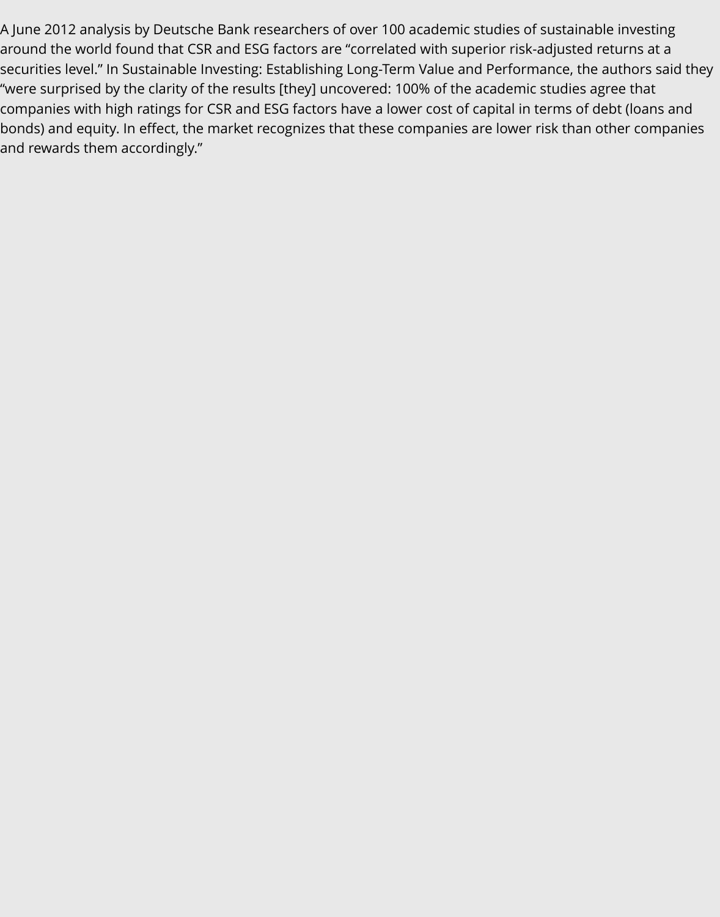A June 2012 analysis by Deutsche Bank researchers of over 100 academic studies of sustainable investing around the world found that CSR and ESG factors are “correlated with superior risk-adjusted returns at a securities level.” In Sustainable Investing: Establishing Long-Term Value and Performance, the authors said they “were surprised by the clarity of the results [they] uncovered: 100% of the academic studies agree that companies with high ratings for CSR and ESG factors have a lower cost of capital in terms of debt (loans and bonds) and equity. In effect, the market recognizes that these companies are lower risk than other companies and rewards them accordingly.”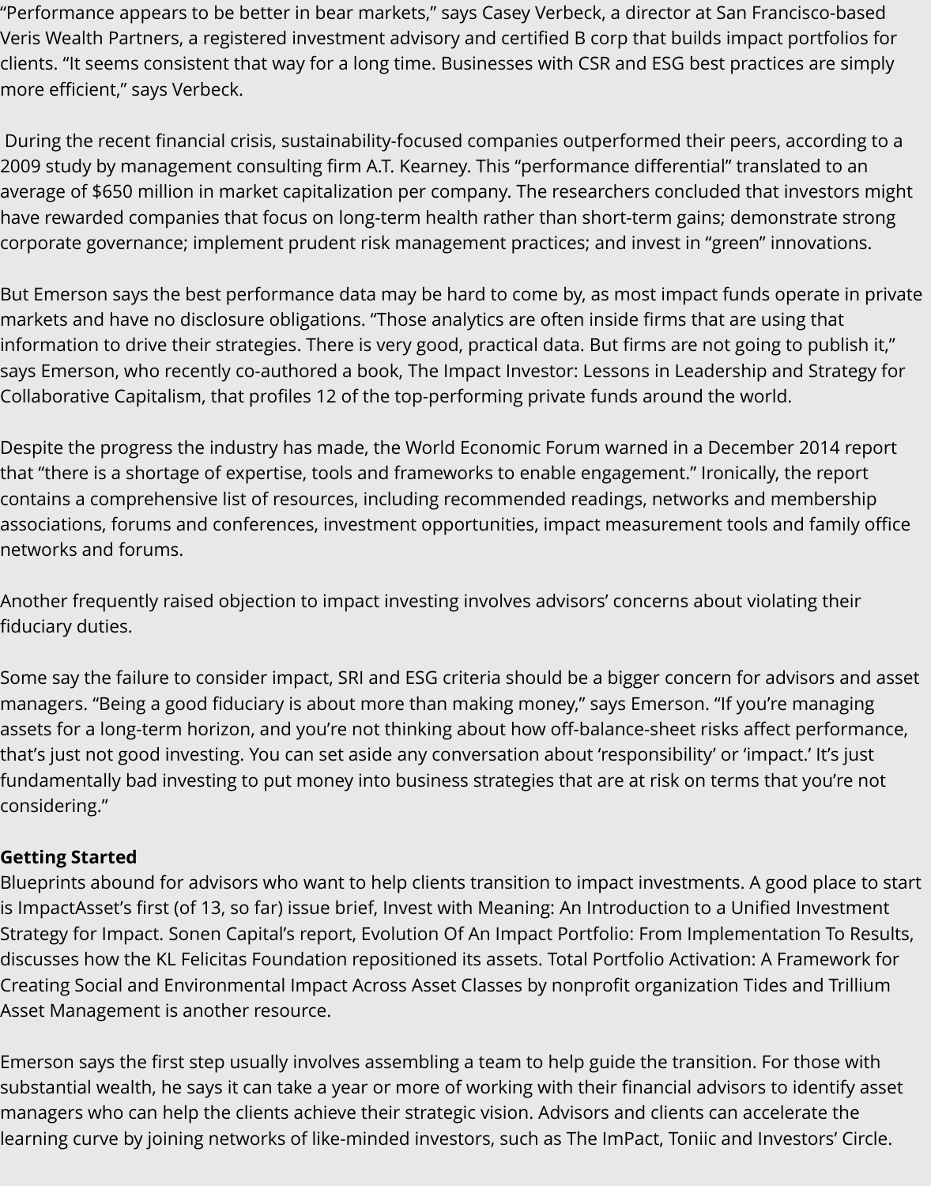"Performance appears to be better in bear markets," says Casey Verbeck, a director at San Francisco-based Veris Wealth Partners, a registered investment advisory and certified B corp that builds impact portfolios for clients. "It seems consistent that way for a long time. Businesses with CSR and ESG best practices are simply more efficient," says Verbeck.

During the recent financial crisis, sustainability-focused companies outperformed their peers, according to a 2009 study by management consulting firm A.T. Kearney. This "performance differential" translated to an average of $650 million in market capitalization per company. The researchers concluded that investors might have rewarded companies that focus on long-term health rather than short-term gains; demonstrate strong corporate governance; implement prudent risk management practices; and invest in "green" innovations.

But Emerson says the best performance data may be hard to come by, as most impact funds operate in private markets and have no disclosure obligations. "Those analytics are often inside firms that are using that information to drive their strategies. There is very good, practical data. But firms are not going to publish it," says Emerson, who recently co-authored a book, The Impact Investor: Lessons in Leadership and Strategy for Collaborative Capitalism, that profiles 12 of the top-performing private funds around the world.

Despite the progress the industry has made, the World Economic Forum warned in a December 2014 report that "there is a shortage of expertise, tools and frameworks to enable engagement." Ironically, the report contains a comprehensive list of resources, including recommended readings, networks and membership associations, forums and conferences, investment opportunities, impact measurement tools and family office networks and forums.

Another frequently raised objection to impact investing involves advisors' concerns about violating their fiduciary duties.

Some say the failure to consider impact, SRI and ESG criteria should be a bigger concern for advisors and asset managers. "Being a good fiduciary is about more than making money," says Emerson. "If you're managing assets for a long-term horizon, and you're not thinking about how off-balance-sheet risks affect performance, that's just not good investing. You can set aside any conversation about 'responsibility' or 'impact.' It's just fundamentally bad investing to put money into business strategies that are at risk on terms that you're not considering."

**Getting Started**

Blueprints abound for advisors who want to help clients transition to impact investments. A good place to start is ImpactAsset's first (of 13, so far) issue brief, Invest with Meaning: An Introduction to a Unified Investment Strategy for Impact. Sonen Capital's report, Evolution Of An Impact Portfolio: From Implementation To Results, discusses how the KL Felicitas Foundation repositioned its assets. Total Portfolio Activation: A Framework for Creating Social and Environmental Impact Across Asset Classes by nonprofit organization Tides and Trillium Asset Management is another resource.

Emerson says the first step usually involves assembling a team to help guide the transition. For those with substantial wealth, he says it can take a year or more of working with their financial advisors to identify asset managers who can help the clients achieve their strategic vision. Advisors and clients can accelerate the learning curve by joining networks of like-minded investors, such as The ImPact, Toniic and Investors' Circle.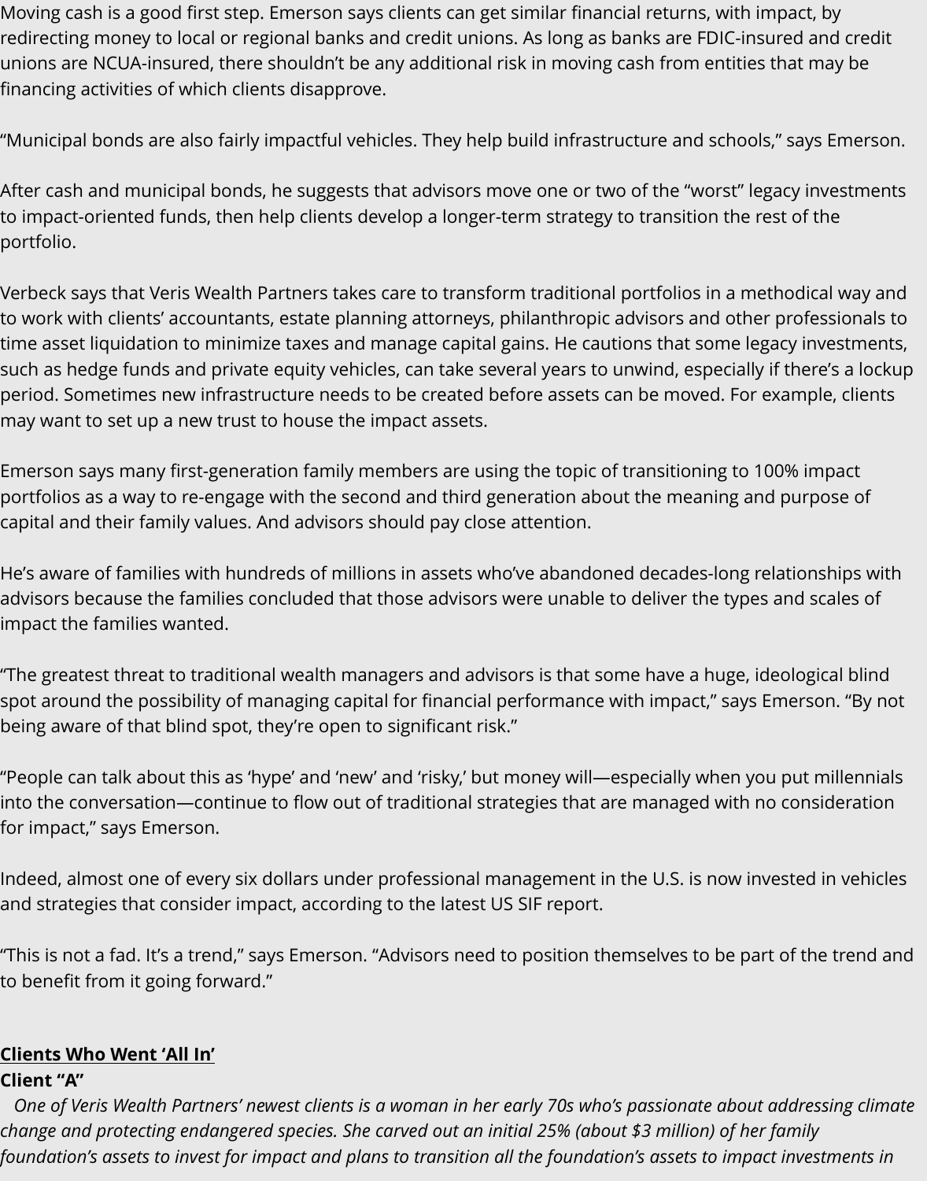Moving cash is a good first step. Emerson says clients can get similar financial returns, with impact, by redirecting money to local or regional banks and credit unions. As long as banks are FDIC-insured and credit unions are NCUA-insured, there shouldn't be any additional risk in moving cash from entities that may be financing activities of which clients disapprove.

"Municipal bonds are also fairly impactful vehicles. They help build infrastructure and schools," says Emerson.

After cash and municipal bonds, he suggests that advisors move one or two of the "worst" legacy investments to impact-oriented funds, then help clients develop a longer-term strategy to transition the rest of the portfolio.

Verbeck says that Veris Wealth Partners takes care to transform traditional portfolios in a methodical way and to work with clients' accountants, estate planning attorneys, philanthropic advisors and other professionals to time asset liquidation to minimize taxes and manage capital gains. He cautions that some legacy investments, such as hedge funds and private equity vehicles, can take several years to unwind, especially if there's a lockup period. Sometimes new infrastructure needs to be created before assets can be moved. For example, clients may want to set up a new trust to house the impact assets.

Emerson says many first-generation family members are using the topic of transitioning to 100% impact portfolios as a way to re-engage with the second and third generation about the meaning and purpose of capital and their family values. And advisors should pay close attention.

He's aware of families with hundreds of millions in assets who've abandoned decades-long relationships with advisors because the families concluded that those advisors were unable to deliver the types and scales of impact the families wanted.

"The greatest threat to traditional wealth managers and advisors is that some have a huge, ideological blind spot around the possibility of managing capital for financial performance with impact," says Emerson. "By not being aware of that blind spot, they're open to significant risk."

"People can talk about this as 'hype' and 'new' and 'risky,' but money will—especially when you put millennials into the conversation—continue to flow out of traditional strategies that are managed with no consideration for impact," says Emerson.

Indeed, almost one of every six dollars under professional management in the U.S. is now invested in vehicles and strategies that consider impact, according to the latest US SIF report.

"This is not a fad. It's a trend," says Emerson. "Advisors need to position themselves to be part of the trend and to benefit from it going forward."

**Clients Who Went 'All In'**

**Client "A"**

*One of Veris Wealth Partners' newest clients is a woman in her early 70s who's passionate about addressing climate change and protecting endangered species. She carved out an initial 25% (about $3 million) of her family foundation's assets to invest for impact and plans to transition all the foundation's assets to impact investments in*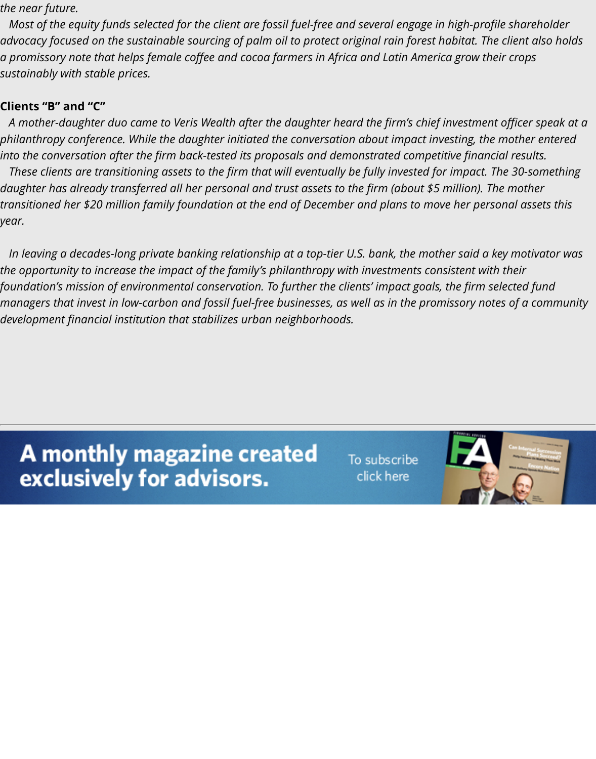*the near future.*

*Most of the equity funds selected for the client are fossil fuel-free and several engage in high-profile shareholder advocacy focused on the sustainable sourcing of palm oil to protect original rain forest habitat. The client also holds a promissory note that helps female coffee and cocoa farmers in Africa and Latin America grow their crops sustainably with stable prices.*

**Clients "B" and "C"**

*A mother-daughter duo came to Veris Wealth after the daughter heard the firm's chief investment officer speak at a philanthropy conference. While the daughter initiated the conversation about impact investing, the mother entered into the conversation after the firm back-tested its proposals and demonstrated competitive financial results.*

*These clients are transitioning assets to the firm that will eventually be fully invested for impact. The 30-something daughter has already transferred all her personal and trust assets to the firm (about $5 million). The mother transitioned her $20 million family foundation at the end of December and plans to move her personal assets this year.*

*In leaving a decades-long private banking relationship at a top-tier U.S. bank, the mother said a key motivator was the opportunity to increase the impact of the family's philanthropy with investments consistent with their foundation's mission of environmental conservation. To further the clients' impact goals, the firm selected fund managers that invest in low-carbon and fossil fuel-free businesses, as well as in the promissory notes of a community development financial institution that stabilizes urban neighborhoods.*

A monthly magazine created exclusively for advisors.

To subscribe click here